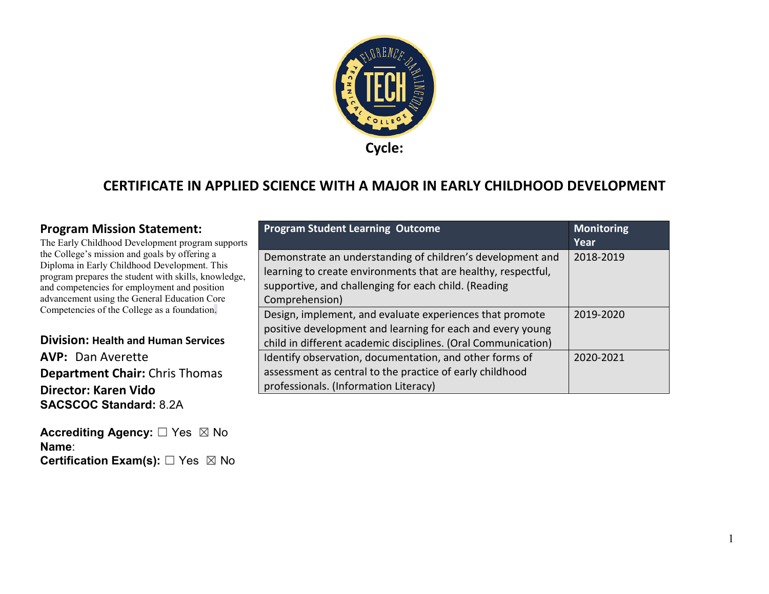**Cycle:**

# CERTIFICATE IN APPLIED SCIENCE WITH A MAJOR IN EARLY CHILDHOOD DEVELOPMENT

## Program Mission Statement:

The Early Childhood Development program supports the College's mission and goals by offering a Diploma in Early Childhood Development. This program prepares the student with skills, knowledge, and competencies for employment and position advancement using the General Education Core Competencies of the College as a foundation.

**Division:** **Health and Human Services**
**AVP:** Dan Averette
**Department Chair:** Chris Thomas
**Director: Karen Vido**
**SACSCOC Standard:** 8.2A

**Accrediting Agency:** ☐ Yes ☒ No
**Name**:
**Certification Exam(s):** ☐ Yes ☒ No

| Program Student Learning Outcome | Monitoring Year |
|---|---|
| Demonstrate an understanding of children's development and learning to create environments that are healthy, respectful, supportive, and challenging for each child. (Reading Comprehension) | 2018-2019 |
| Design, implement, and evaluate experiences that promote positive development and learning for each and every young child in different academic disciplines. (Oral Communication) | 2019-2020 |
| Identify observation, documentation, and other forms of assessment as central to the practice of early childhood professionals. (Information Literacy) | 2020-2021 |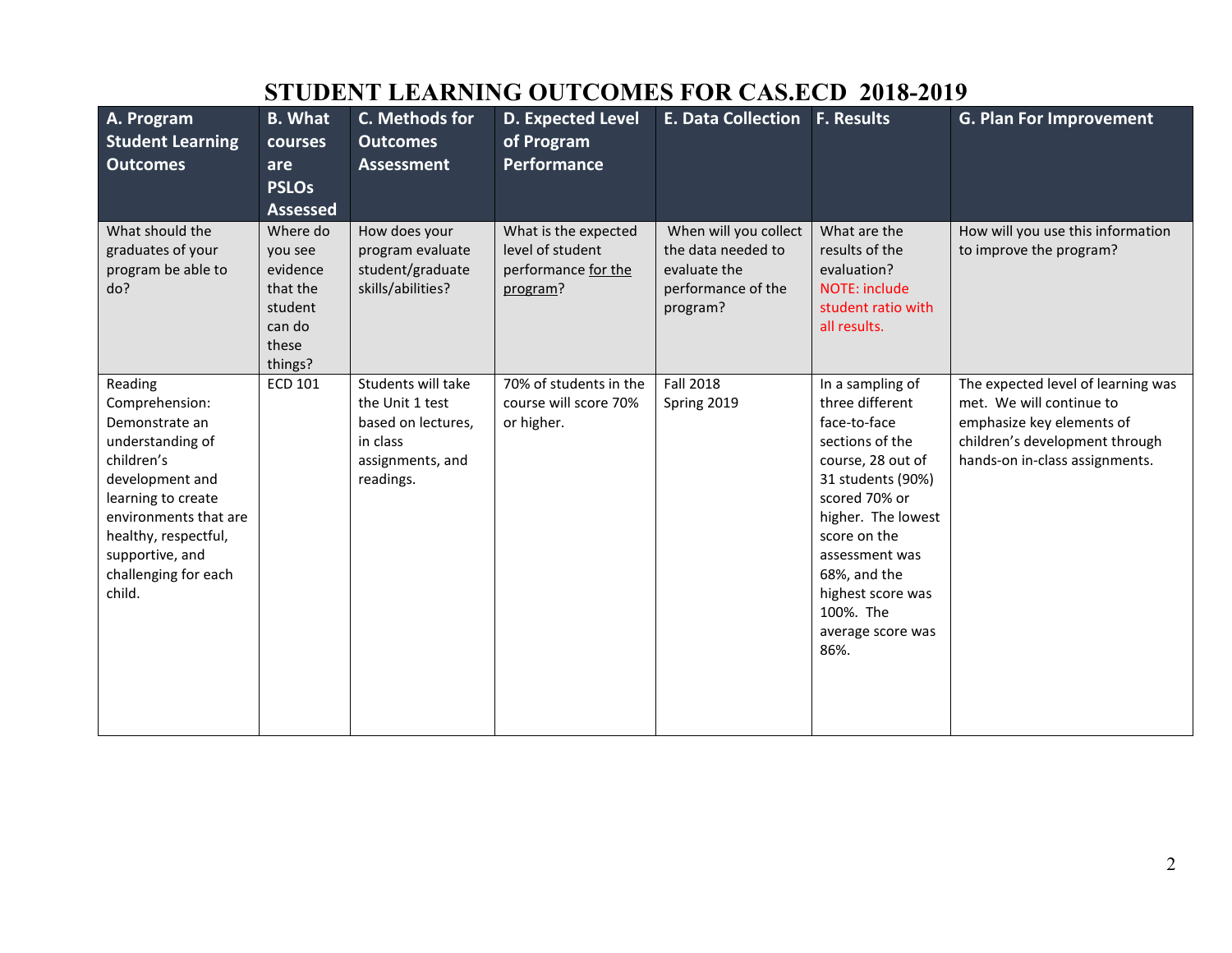# STUDENT LEARNING OUTCOMES FOR CAS.ECD 2018-2019

| A. Program Student Learning Outcomes | B. What courses are PSLOs Assessed | C. Methods for Outcomes Assessment | D. Expected Level of Program Performance | E. Data Collection | F. Results | G. Plan For Improvement |
|---|---|---|---|---|---|---|
| What should the graduates of your program be able to do? | Where do you see evidence that the student can do these things? | How does your program evaluate student/graduate skills/abilities? | What is the expected level of student performance for the program? | When will you collect the data needed to evaluate the performance of the program? | What are the results of the evaluation? NOTE: include student ratio with all results. | How will you use this information to improve the program? |
| Reading Comprehension: Demonstrate an understanding of children's development and learning to create environments that are healthy, respectful, supportive, and challenging for each child. | ECD 101 | Students will take the Unit 1 test based on lectures, in class assignments, and readings. | 70% of students in the course will score 70% or higher. | Fall 2018<br>Spring 2019 | In a sampling of three different face-to-face sections of the course, 28 out of 31 students (90%) scored 70% or higher. The lowest score on the assessment was 68%, and the highest score was 100%. The average score was 86%. | The expected level of learning was met. We will continue to emphasize key elements of children's development through hands-on in-class assignments. |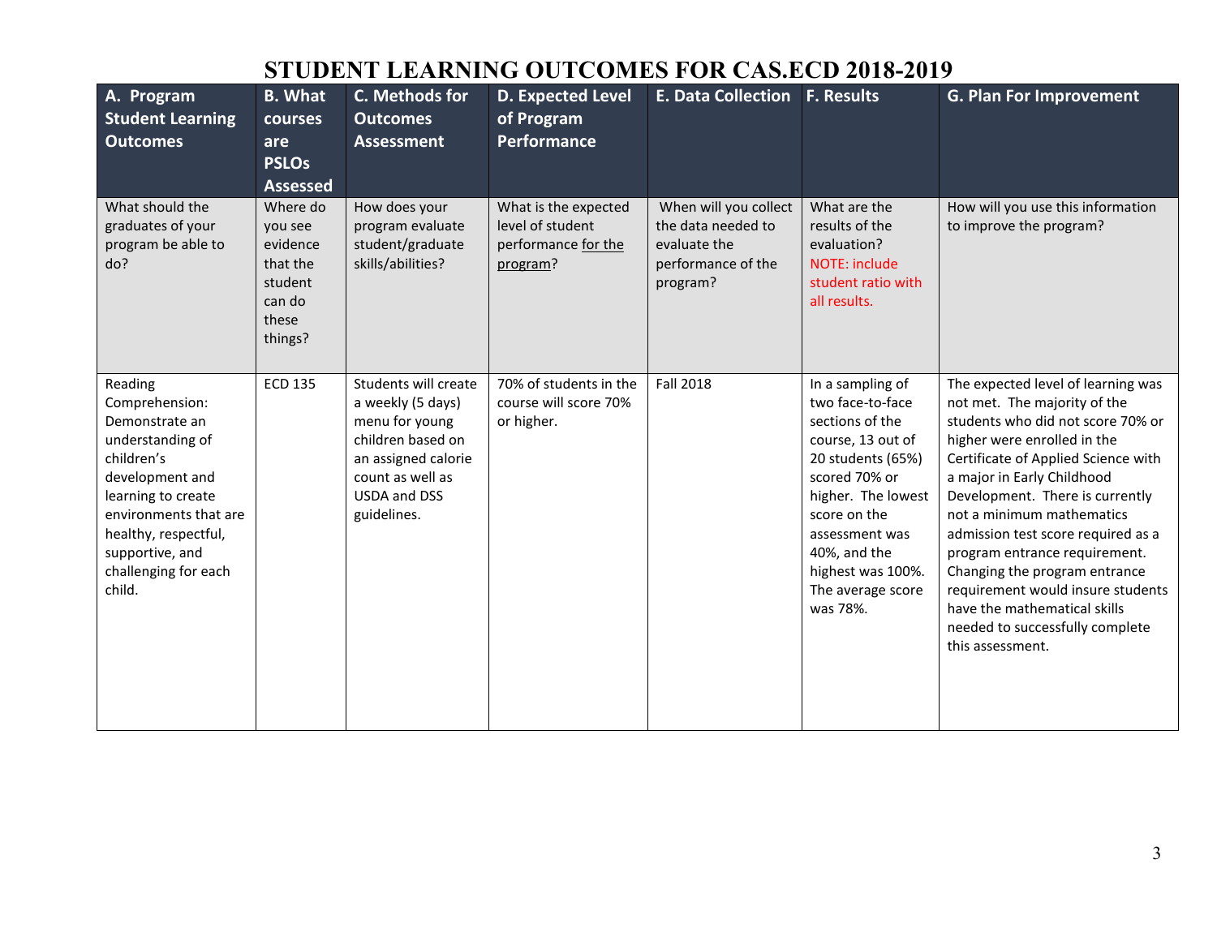# STUDENT LEARNING OUTCOMES FOR CAS.ECD 2018-2019

| A. Program Student Learning Outcomes | B. What courses are PSLOs Assessed | C. Methods for Outcomes Assessment | D. Expected Level of Program Performance | E. Data Collection | F. Results | G. Plan For Improvement |
|---|---|---|---|---|---|---|
| What should the graduates of your program be able to do? | Where do you see evidence that the student can do these things? | How does your program evaluate student/graduate skills/abilities? | What is the expected level of student performance for the program? | When will you collect the data needed to evaluate the performance of the program? | What are the results of the evaluation? NOTE: include student ratio with all results. | How will you use this information to improve the program? |
| Reading Comprehension: Demonstrate an understanding of children's development and learning to create environments that are healthy, respectful, supportive, and challenging for each child. | ECD 135 | Students will create a weekly (5 days) menu for young children based on an assigned calorie count as well as USDA and DSS guidelines. | 70% of students in the course will score 70% or higher. | Fall 2018 | In a sampling of two face-to-face sections of the course, 13 out of 20 students (65%) scored 70% or higher. The lowest score on the assessment was 40%, and the highest was 100%. The average score was 78%. | The expected level of learning was not met. The majority of the students who did not score 70% or higher were enrolled in the Certificate of Applied Science with a major in Early Childhood Development. There is currently not a minimum mathematics admission test score required as a program entrance requirement. Changing the program entrance requirement would insure students have the mathematical skills needed to successfully complete this assessment. |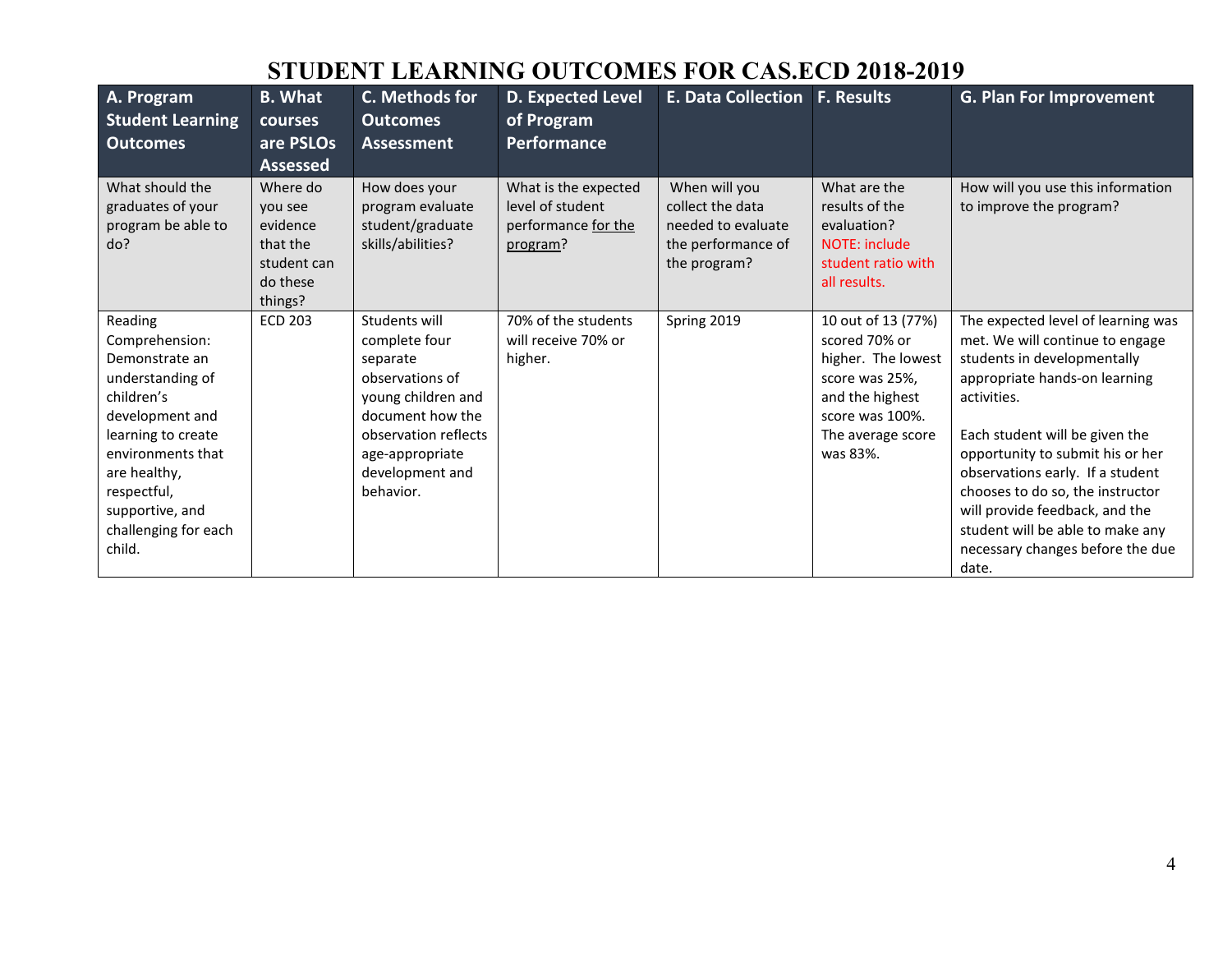# STUDENT LEARNING OUTCOMES FOR CAS.ECD 2018-2019

| A. Program Student Learning Outcomes | B. What courses are PSLOs Assessed | C. Methods for Outcomes Assessment | D. Expected Level of Program Performance | E. Data Collection | F. Results | G. Plan For Improvement |
|---|---|---|---|---|---|---|
| What should the graduates of your program be able to do? | Where do you see evidence that the student can do these things? | How does your program evaluate student/graduate skills/abilities? | What is the expected level of student performance for the program? | When will you collect the data needed to evaluate the performance of the program? | What are the results of the evaluation? NOTE: include student ratio with all results. | How will you use this information to improve the program? |
| Reading Comprehension: Demonstrate an understanding of children's development and learning to create environments that are healthy, respectful, supportive, and challenging for each child. | ECD 203 | Students will complete four separate observations of young children and document how the observation reflects age-appropriate development and behavior. | 70% of the students will receive 70% or higher. | Spring 2019 | 10 out of 13 (77%) scored 70% or higher. The lowest score was 25%, and the highest score was 100%. The average score was 83%. | The expected level of learning was met. We will continue to engage students in developmentally appropriate hands-on learning activities.<br><br>Each student will be given the opportunity to submit his or her observations early. If a student chooses to do so, the instructor will provide feedback, and the student will be able to make any necessary changes before the due date. |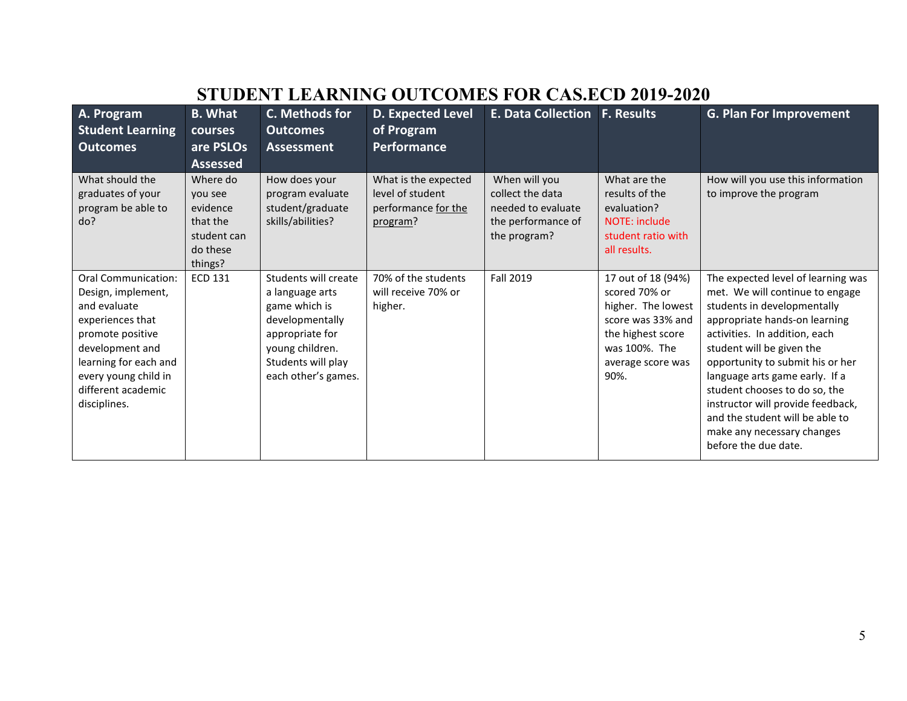# STUDENT LEARNING OUTCOMES FOR CAS.ECD 2019-2020

| A. Program Student Learning Outcomes | B. What courses are PSLOs Assessed | C. Methods for Outcomes Assessment | D. Expected Level of Program Performance | E. Data Collection | F. Results | G. Plan For Improvement |
|---|---|---|---|---|---|---|
| What should the graduates of your program be able to do? | Where do you see evidence that the student can do these things? | How does your program evaluate student/graduate skills/abilities? | What is the expected level of student performance for the program? | When will you collect the data needed to evaluate the performance of the program? | What are the results of the evaluation? NOTE: include student ratio with all results. | How will you use this information to improve the program |
| Oral Communication: Design, implement, and evaluate experiences that promote positive development and learning for each and every young child in different academic disciplines. | ECD 131 | Students will create a language arts game which is developmentally appropriate for young children. Students will play each other's games. | 70% of the students will receive 70% or higher. | Fall 2019 | 17 out of 18 (94%) scored 70% or higher. The lowest score was 33% and the highest score was 100%. The average score was 90%. | The expected level of learning was met. We will continue to engage students in developmentally appropriate hands-on learning activities. In addition, each student will be given the opportunity to submit his or her language arts game early. If a student chooses to do so, the instructor will provide feedback, and the student will be able to make any necessary changes before the due date. |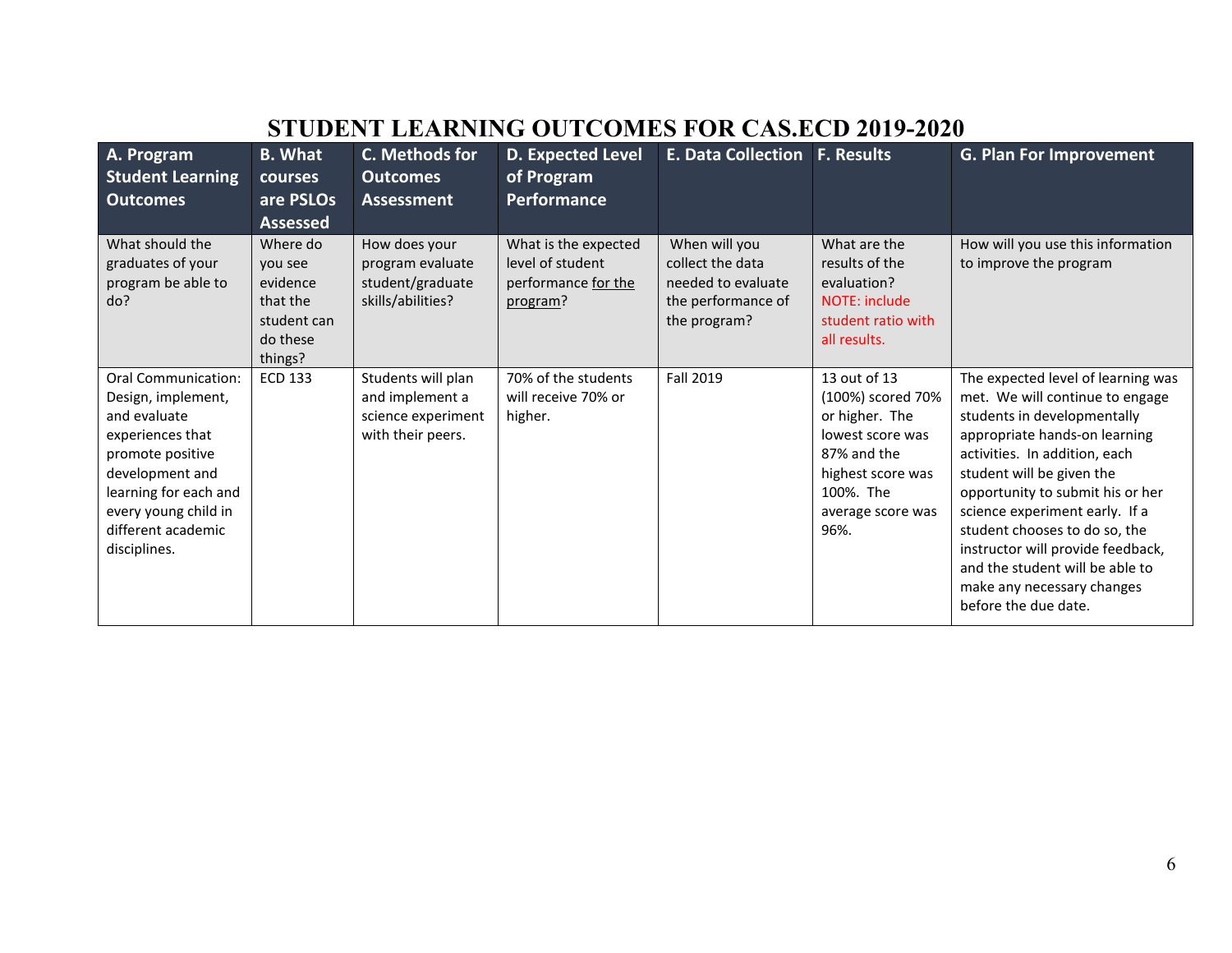# STUDENT LEARNING OUTCOMES FOR CAS.ECD 2019-2020

| A. Program Student Learning Outcomes | B. What courses are PSLOs Assessed | C. Methods for Outcomes Assessment | D. Expected Level of Program Performance | E. Data Collection | F. Results | G. Plan For Improvement |
|---|---|---|---|---|---|---|
| What should the graduates of your program be able to do? | Where do you see evidence that the student can do these things? | How does your program evaluate student/graduate skills/abilities? | What is the expected level of student performance for the program? | When will you collect the data needed to evaluate the performance of the program? | What are the results of the evaluation? NOTE: include student ratio with all results. | How will you use this information to improve the program |
| Oral Communication: Design, implement, and evaluate experiences that promote positive development and learning for each and every young child in different academic disciplines. | ECD 133 | Students will plan and implement a science experiment with their peers. | 70% of the students will receive 70% or higher. | Fall 2019 | 13 out of 13 (100%) scored 70% or higher. The lowest score was 87% and the highest score was 100%. The average score was 96%. | The expected level of learning was met. We will continue to engage students in developmentally appropriate hands-on learning activities. In addition, each student will be given the opportunity to submit his or her science experiment early. If a student chooses to do so, the instructor will provide feedback, and the student will be able to make any necessary changes before the due date. |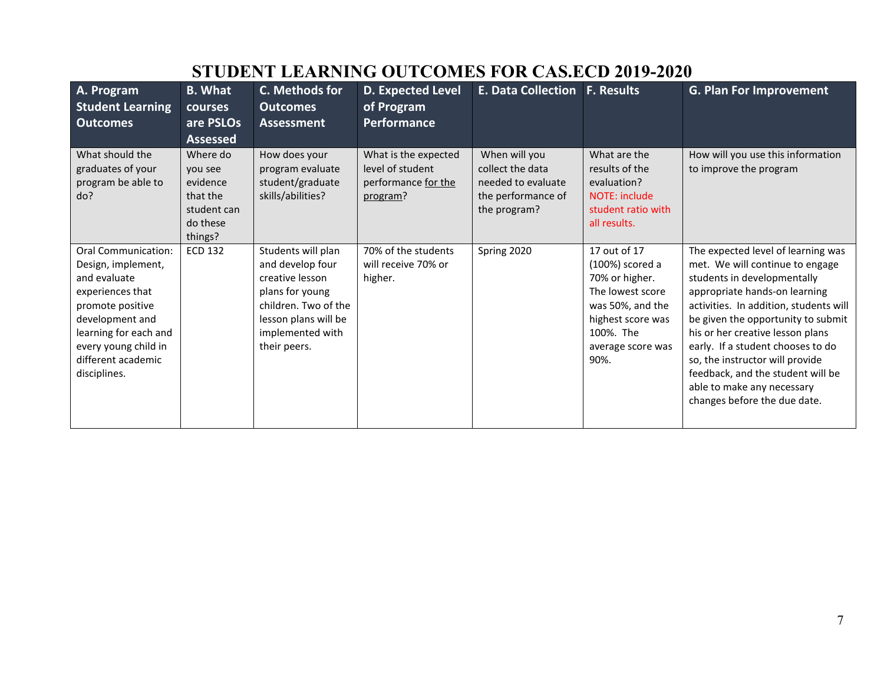# STUDENT LEARNING OUTCOMES FOR CAS.ECD 2019-2020

| A. Program Student Learning Outcomes | B. What courses are PSLOs Assessed | C. Methods for Outcomes Assessment | D. Expected Level of Program Performance | E. Data Collection | F. Results | G. Plan For Improvement |
|---|---|---|---|---|---|---|
| What should the graduates of your program be able to do? | Where do you see evidence that the student can do these things? | How does your program evaluate student/graduate skills/abilities? | What is the expected level of student performance for the program? | When will you collect the data needed to evaluate the performance of the program? | What are the results of the evaluation? NOTE: include student ratio with all results. | How will you use this information to improve the program |
| Oral Communication: Design, implement, and evaluate experiences that promote positive development and learning for each and every young child in different academic disciplines. | ECD 132 | Students will plan and develop four creative lesson plans for young children. Two of the lesson plans will be implemented with their peers. | 70% of the students will receive 70% or higher. | Spring 2020 | 17 out of 17 (100%) scored a 70% or higher. The lowest score was 50%, and the highest score was 100%. The average score was 90%. | The expected level of learning was met. We will continue to engage students in developmentally appropriate hands-on learning activities. In addition, students will be given the opportunity to submit his or her creative lesson plans early. If a student chooses to do so, the instructor will provide feedback, and the student will be able to make any necessary changes before the due date. |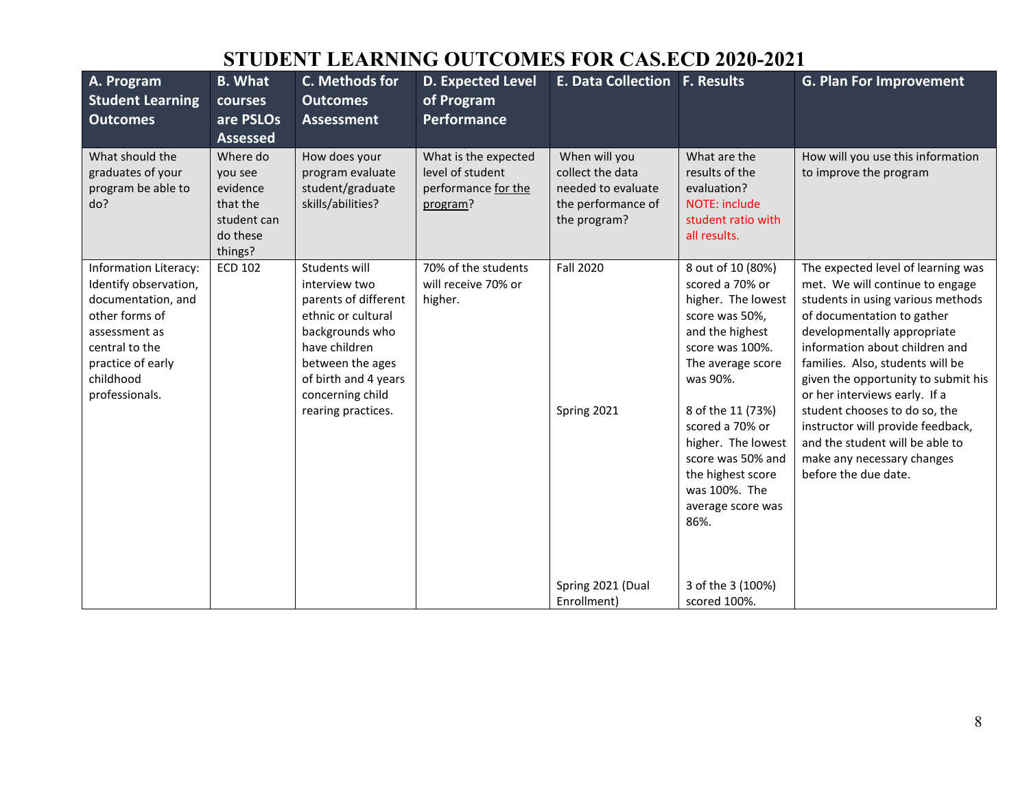# STUDENT LEARNING OUTCOMES FOR CAS.ECD 2020-2021

| A. Program Student Learning Outcomes | B. What courses are PSLOs Assessed | C. Methods for Outcomes Assessment | D. Expected Level of Program Performance | E. Data Collection | F. Results | G. Plan For Improvement |
|---|---|---|---|---|---|---|
| What should the graduates of your program be able to do? | Where do you see evidence that the student can do these things? | How does your program evaluate student/graduate skills/abilities? | What is the expected level of student performance for the program? | When will you collect the data needed to evaluate the performance of the program? | What are the results of the evaluation? NOTE: include student ratio with all results. | How will you use this information to improve the program |
| Information Literacy: Identify observation, documentation, and other forms of assessment as central to the practice of early childhood professionals. | ECD 102 | Students will interview two parents of different ethnic or cultural backgrounds who have children between the ages of birth and 4 years concerning child rearing practices. | 70% of the students will receive 70% or higher. | Fall 2020 | 8 out of 10 (80%) scored a 70% or higher. The lowest score was 50%, and the highest score was 100%. The average score was 90%. | The expected level of learning was met. We will continue to engage students in using various methods of documentation to gather developmentally appropriate information about children and families. Also, students will be given the opportunity to submit his or her interviews early. If a student chooses to do so, the instructor will provide feedback, and the student will be able to make any necessary changes before the due date. |
| | | | | Spring 2021 | 8 of the 11 (73%) scored a 70% or higher. The lowest score was 50% and the highest score was 100%. The average score was 86%. | |
| | | | | Spring 2021 (Dual Enrollment) | 3 of the 3 (100%) scored 100%. | |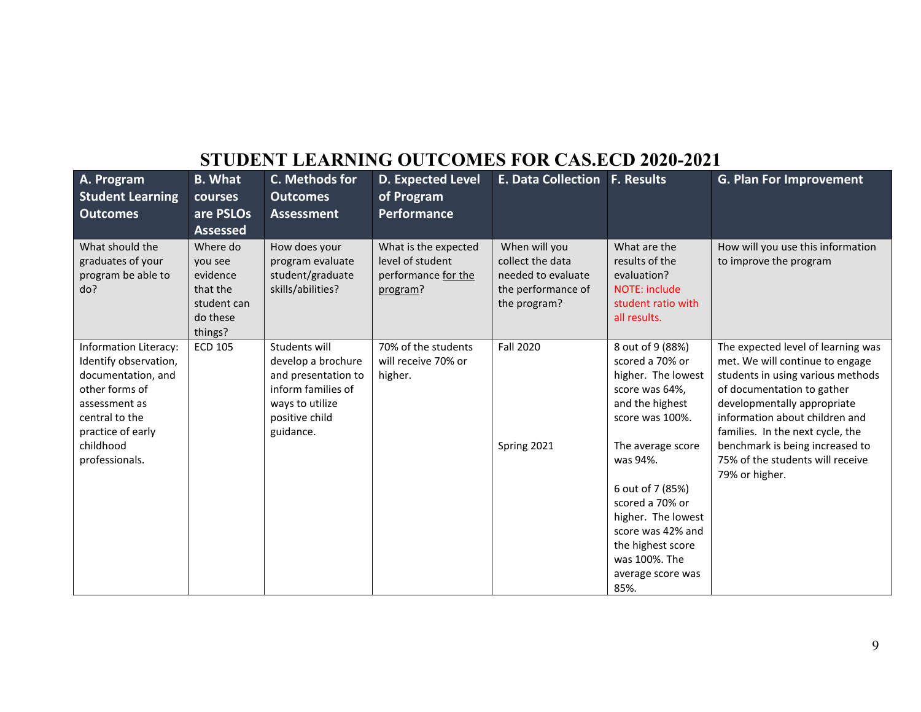# STUDENT LEARNING OUTCOMES FOR CAS.ECD 2020-2021

| A. Program Student Learning Outcomes | B. What courses are PSLOs Assessed | C. Methods for Outcomes Assessment | D. Expected Level of Program Performance | E. Data Collection | F. Results | G. Plan For Improvement |
|---|---|---|---|---|---|---|
| What should the graduates of your program be able to do? | Where do you see evidence that the student can do these things? | How does your program evaluate student/graduate skills/abilities? | What is the expected level of student performance for the program? | When will you collect the data needed to evaluate the performance of the program? | What are the results of the evaluation? NOTE: include student ratio with all results. | How will you use this information to improve the program |
| Information Literacy: Identify observation, documentation, and other forms of assessment as central to the practice of early childhood professionals. | ECD 105 | Students will develop a brochure and presentation to inform families of ways to utilize positive child guidance. | 70% of the students will receive 70% or higher. | Fall 2020<br><br>Spring 2021 | 8 out of 9 (88%) scored a 70% or higher. The lowest score was 64%, and the highest score was 100%.<br><br>The average score was 94%.<br><br>6 out of 7 (85%) scored a 70% or higher. The lowest score was 42% and the highest score was 100%. The average score was 85%. | The expected level of learning was met. We will continue to engage students in using various methods of documentation to gather developmentally appropriate information about children and families. In the next cycle, the benchmark is being increased to 75% of the students will receive 79% or higher. |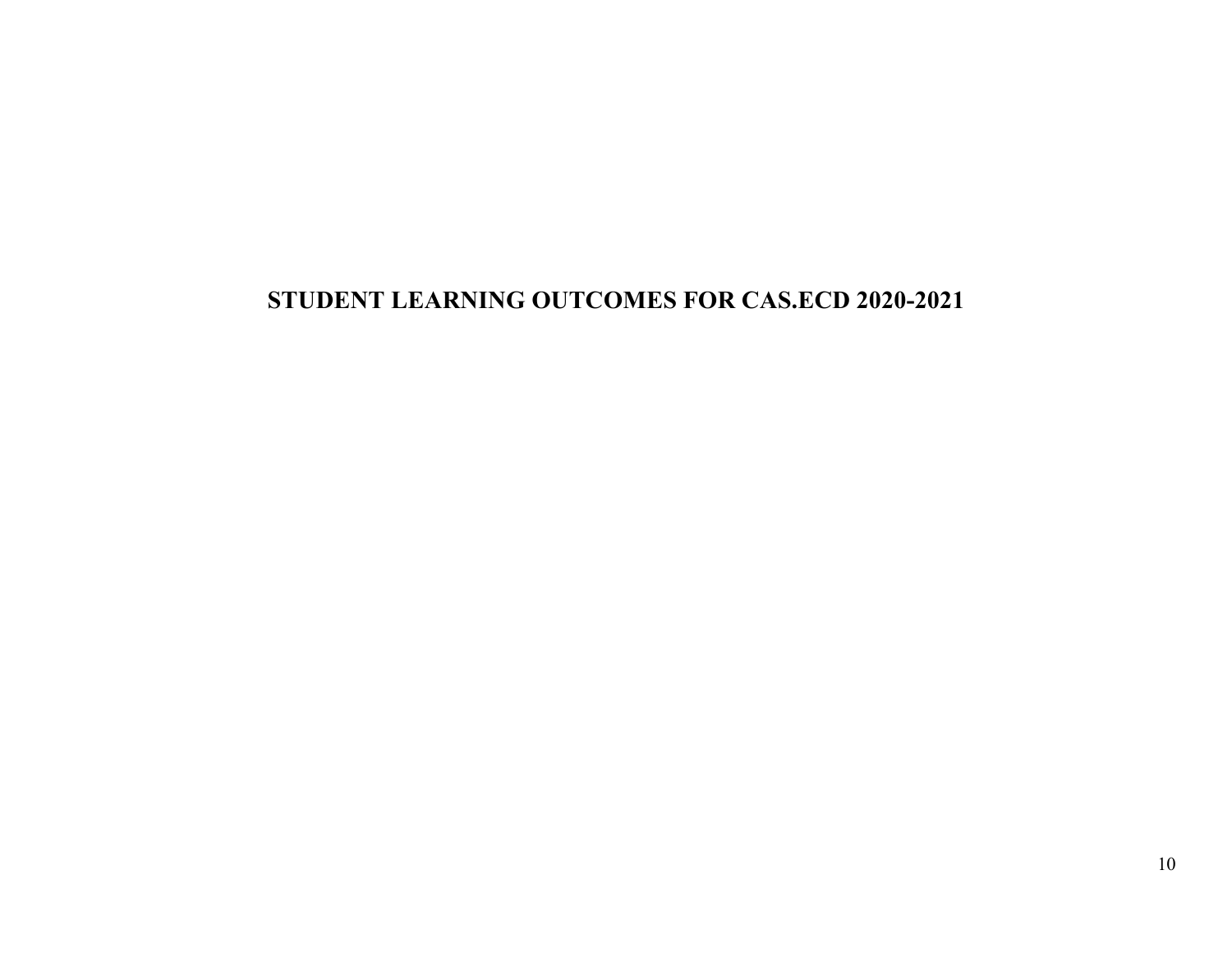# STUDENT LEARNING OUTCOMES FOR CAS.ECD 2020-2021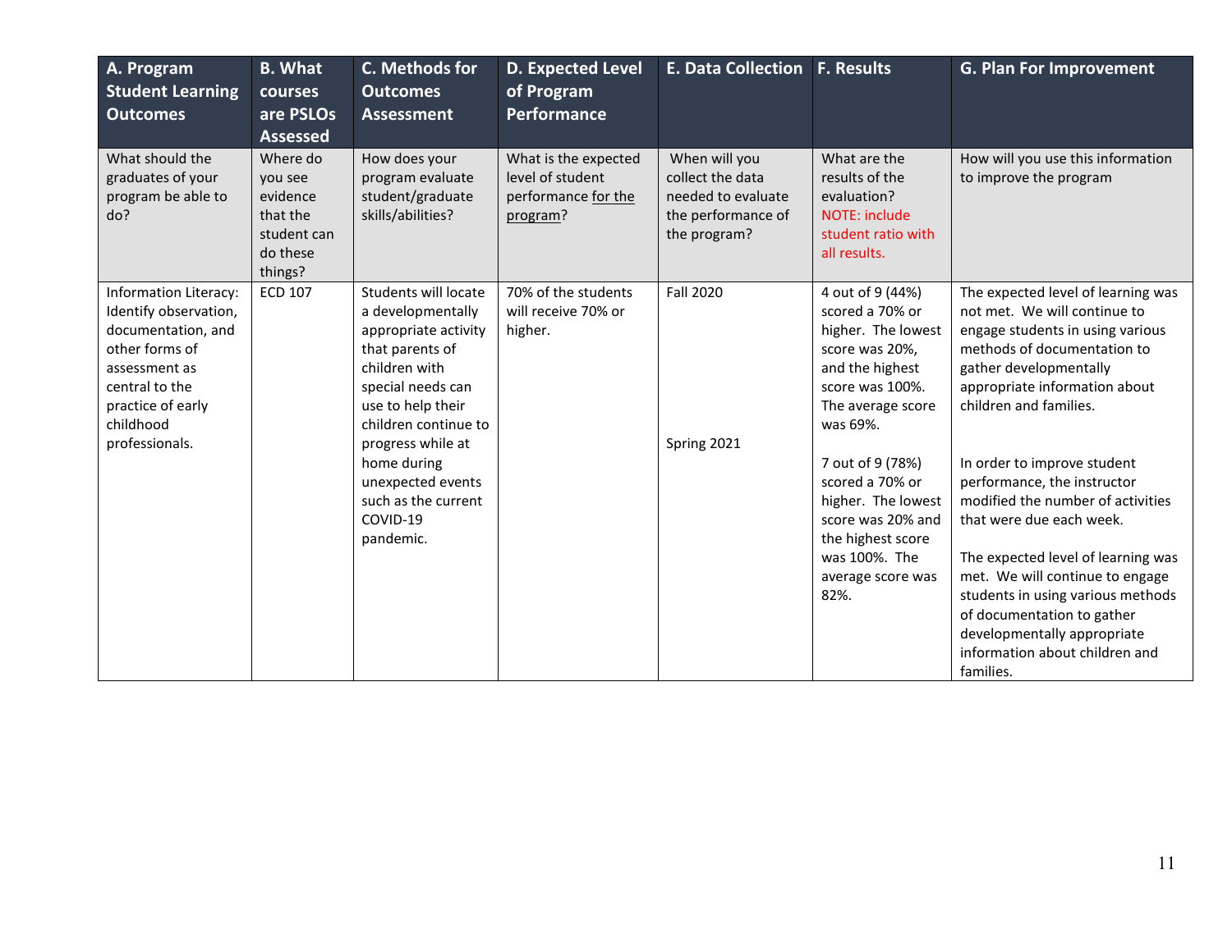| A. Program Student Learning Outcomes | B. What courses are PSLOs Assessed | C. Methods for Outcomes Assessment | D. Expected Level of Program Performance | E. Data Collection | F. Results | G. Plan For Improvement |
|---|---|---|---|---|---|---|
| What should the graduates of your program be able to do? | Where do you see evidence that the student can do these things? | How does your program evaluate student/graduate skills/abilities? | What is the expected level of student performance for the program? | When will you collect the data needed to evaluate the performance of the program? | What are the results of the evaluation? NOTE: include student ratio with all results. | How will you use this information to improve the program |
| Information Literacy: Identify observation, documentation, and other forms of assessment as central to the practice of early childhood professionals. | ECD 107 | Students will locate a developmentally appropriate activity that parents of children with special needs can use to help their children continue to progress while at home during unexpected events such as the current COVID-19 pandemic. | 70% of the students will receive 70% or higher. | Fall 2020<br><br>Spring 2021 | 4 out of 9 (44%) scored a 70% or higher. The lowest score was 20%, and the highest score was 100%. The average score was 69%.<br><br>7 out of 9 (78%) scored a 70% or higher. The lowest score was 20% and the highest score was 100%. The average score was 82%. | The expected level of learning was not met. We will continue to engage students in using various methods of documentation to gather developmentally appropriate information about children and families.<br><br>In order to improve student performance, the instructor modified the number of activities that were due each week.<br><br>The expected level of learning was met. We will continue to engage students in using various methods of documentation to gather developmentally appropriate information about children and families. |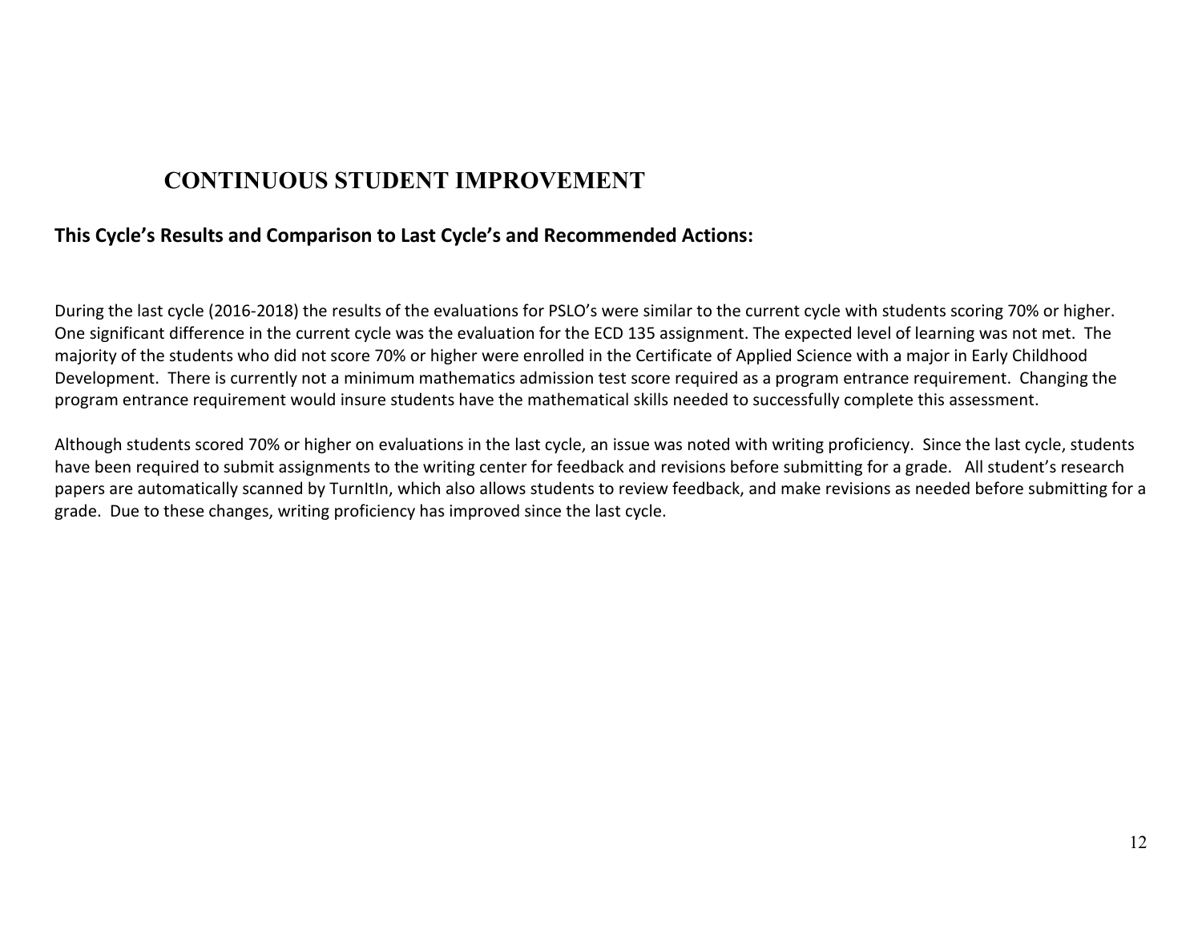# CONTINUOUS STUDENT IMPROVEMENT

## This Cycle's Results and Comparison to Last Cycle's and Recommended Actions:

During the last cycle (2016-2018) the results of the evaluations for PSLO's were similar to the current cycle with students scoring 70% or higher. One significant difference in the current cycle was the evaluation for the ECD 135 assignment. The expected level of learning was not met. The majority of the students who did not score 70% or higher were enrolled in the Certificate of Applied Science with a major in Early Childhood Development. There is currently not a minimum mathematics admission test score required as a program entrance requirement. Changing the program entrance requirement would insure students have the mathematical skills needed to successfully complete this assessment.

Although students scored 70% or higher on evaluations in the last cycle, an issue was noted with writing proficiency. Since the last cycle, students have been required to submit assignments to the writing center for feedback and revisions before submitting for a grade. All student's research papers are automatically scanned by TurnItIn, which also allows students to review feedback, and make revisions as needed before submitting for a grade. Due to these changes, writing proficiency has improved since the last cycle.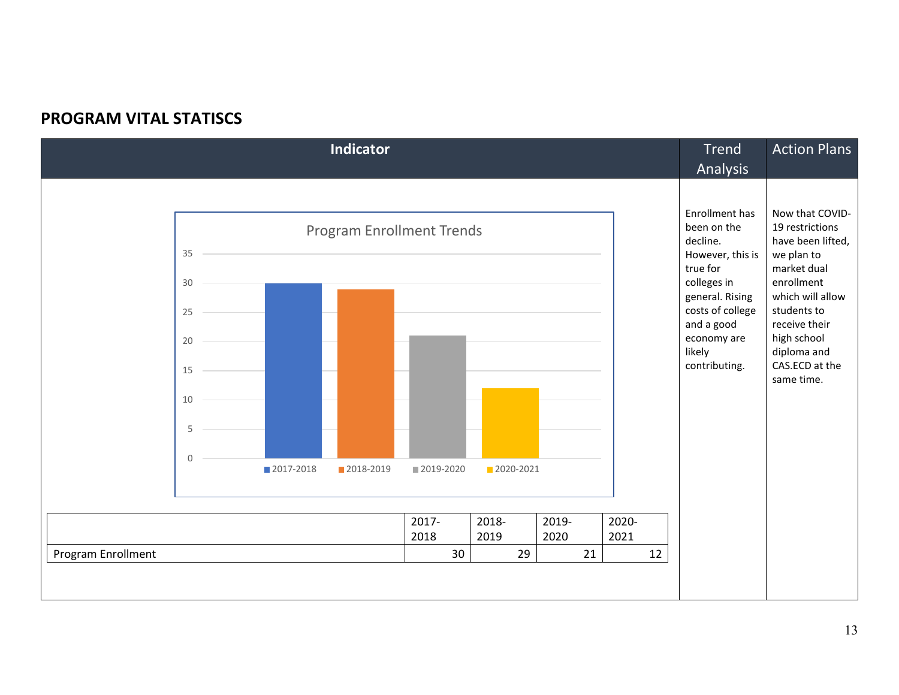## PROGRAM VITAL STATISCS

| Indicator | Trend Analysis | Action Plans |
|---|---|---|
| **Program Enrollment Trends** (chart: 2017-2018: 30; 2018-2019: 29; 2019-2020: 21; 2020-2021: 12) | Enrollment has been on the decline. However, this is true for colleges in general. Rising costs of college and a good economy are likely contributing. | Now that COVID-19 restrictions have been lifted, we plan to market dual enrollment which will allow students to receive their high school diploma and CAS.ECD at the same time. |

| | 2017-2018 | 2018-2019 | 2019-2020 | 2020-2021 |
|---|---|---|---|---|
| Program Enrollment | 30 | 29 | 21 | 12 |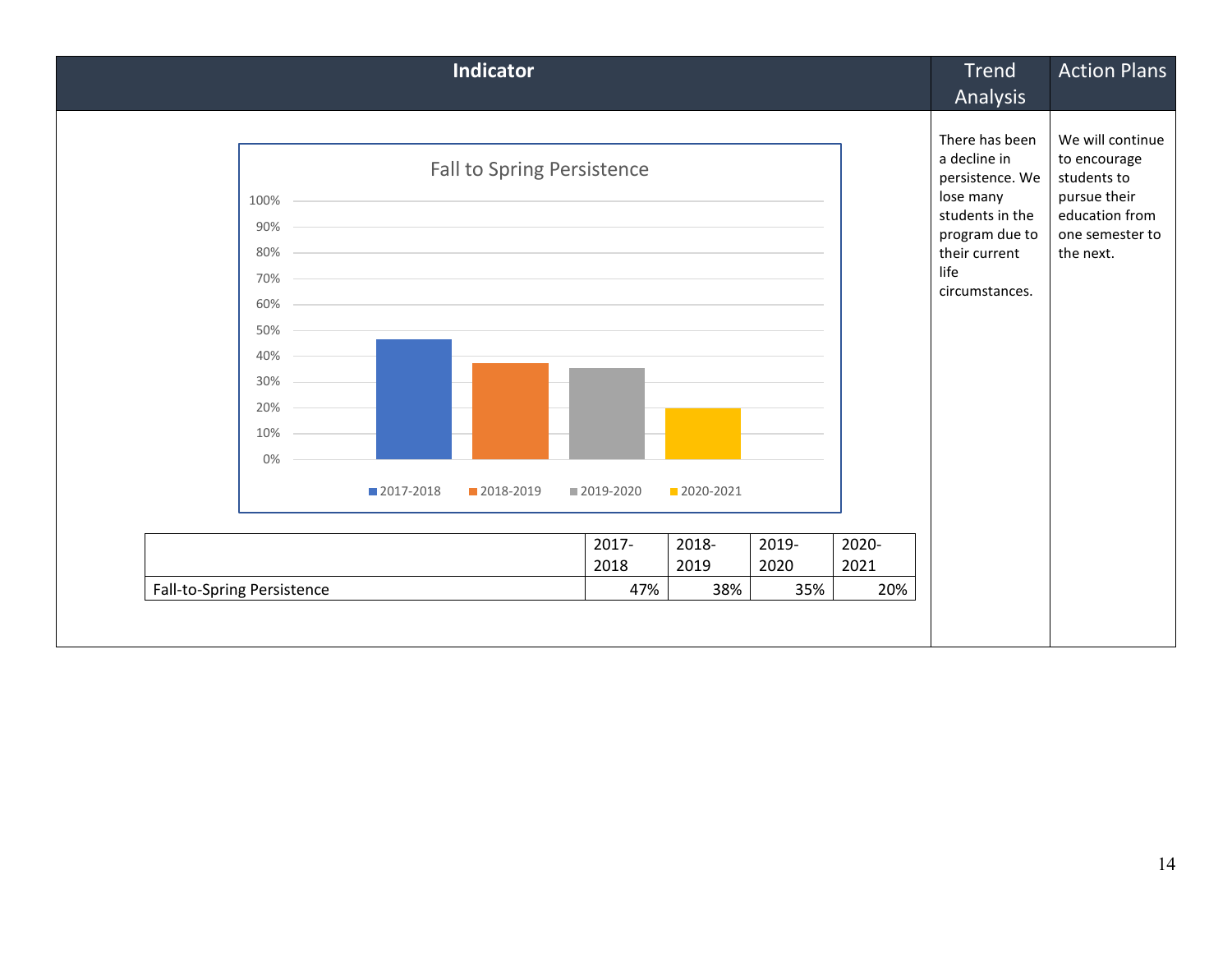| Indicator | Trend Analysis | Action Plans |
|---|---|---|
| Fall to Spring Persistence (chart: 2017-2018, 2018-2019, 2019-2020, 2020-2021) | There has been a decline in persistence. We lose many students in the program due to their current life circumstances. | We will continue to encourage students to pursue their education from one semester to the next. |

| | 2017-2018 | 2018-2019 | 2019-2020 | 2020-2021 |
|---|---|---|---|---|
| Fall-to-Spring Persistence | 47% | 38% | 35% | 20% |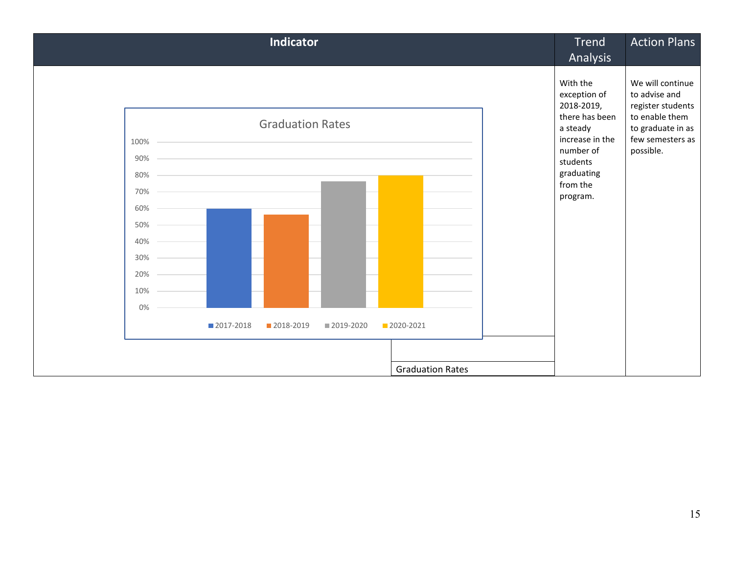| Indicator | Trend Analysis | Action Plans |
|---|---|---|
| Graduation Rates | With the exception of 2018-2019, there has been a steady increase in the number of students graduating from the program. | We will continue to advise and register students to enable them to graduate in as few semesters as possible. |

**Graduation Rates**

| Year | Graduation Rate |
|---|---|
| 2017-2018 | ~60% |
| 2018-2019 | ~56% |
| 2019-2020 | ~76% |
| 2020-2021 | ~80% |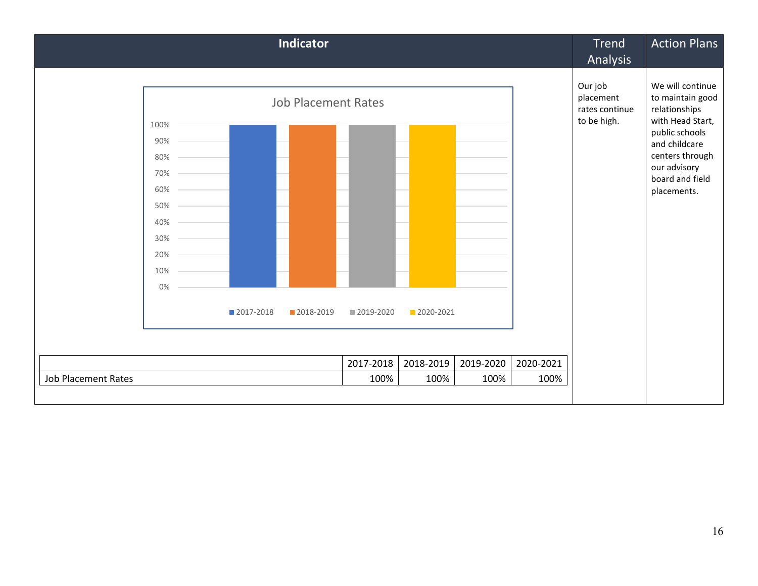| Indicator | Trend Analysis | Action Plans |
|---|---|---|
| (chart and table below) | Our job placement rates continue to be high. | We will continue to maintain good relationships with Head Start, public schools and childcare centers through our advisory board and field placements. |

Job Placement Rates

100%
90%
80%
70%
60%
50%
40%
30%
20%
10%
0%

2017-2018 2018-2019 2019-2020 2020-2021

| | 2017-2018 | 2018-2019 | 2019-2020 | 2020-2021 |
|---|---|---|---|---|
| Job Placement Rates | 100% | 100% | 100% | 100% |